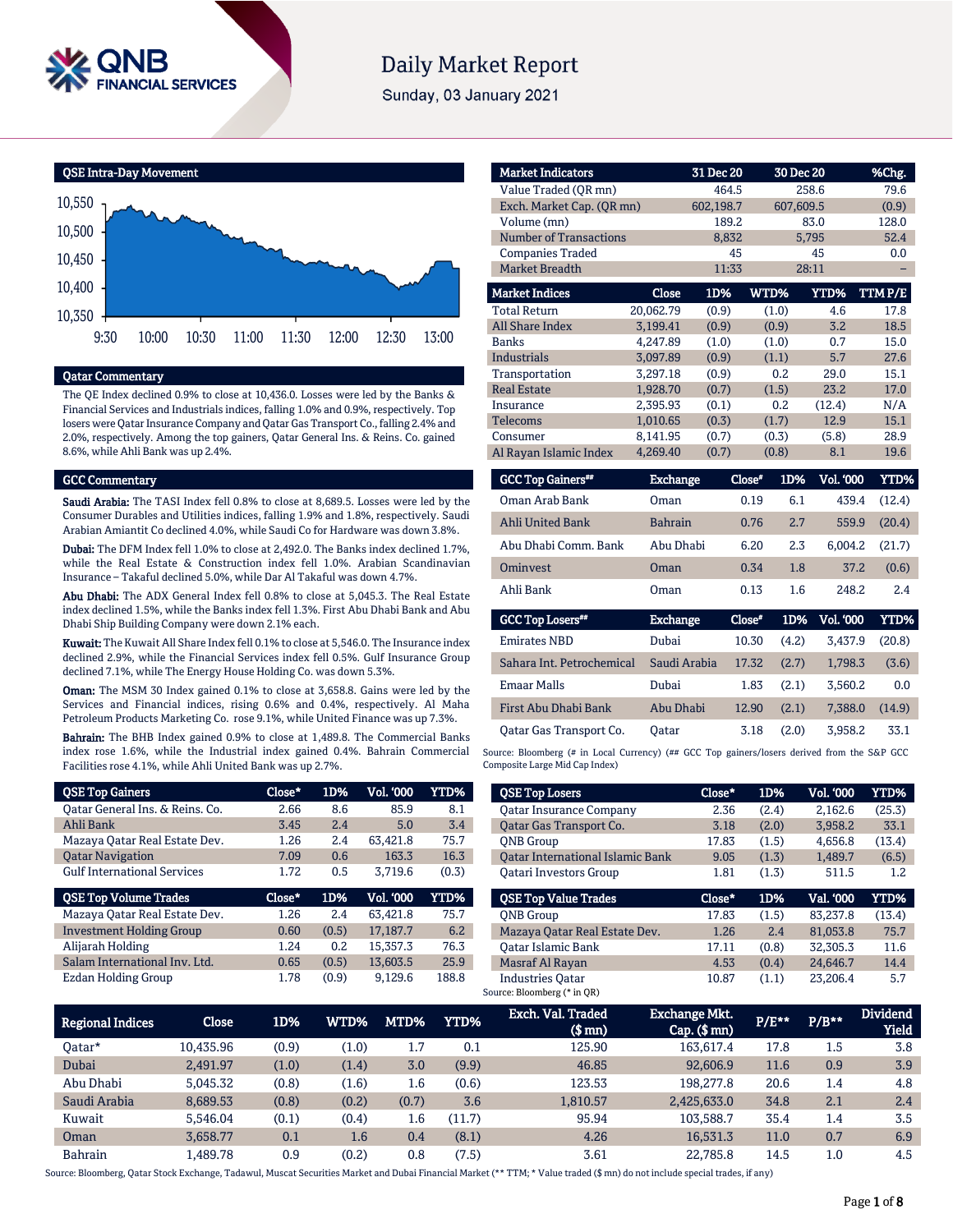# Daily Market Report

Sunday, 03 January 2021

## QSE Intra-Day Movement

## Qatar Commentary

The QE Index declined 0.9% to close at 10,436.0. Losses were led by the Banks & Financial Services and Industrials indices, falling 1.0% and 0.9%, respectively. Top losers were Qatar Insurance Company and Qatar Gas Transport Co., falling 2.4% and 2.0%, respectively. Among the top gainers, Qatar General Ins. & Reins. Co. gained 8.6%, while Ahli Bank was up 2.4%.

## GCC Commentary

**Saudi Arabia:** The TASI Index fell 0.8% to close at 8,689.5. Losses were led by the Consumer Durables and Utilities indices, falling 1.9% and 1.8%, respectively. Saudi Arabian Amiantit Co declined 4.0%, while Saudi Co for Hardware was down 3.8%.

**Dubai:** The DFM Index fell 1.0% to close at 2,492.0. The Banks index declined 1.7%, while the Real Estate & Construction index fell 1.0%. Arabian Scandinavian Insurance – Takaful declined 5.0%, while Dar Al Takaful was down 4.7%.

**Abu Dhabi:** The ADX General Index fell 0.8% to close at 5,045.3. The Real Estate index declined 1.5%, while the Banks index fell 1.3%. First Abu Dhabi Bank and Abu Dhabi Ship Building Company were down 2.1% each.

**Kuwait:** The Kuwait All Share Index fell 0.1% to close at 5,546.0. The Insurance index declined 2.9%, while the Financial Services index fell 0.5%. Gulf Insurance Group declined 7.1%, while The Energy House Holding Co. was down 5.3%.

**Oman:** The MSM 30 Index gained 0.1% to close at 3,658.8. Gains were led by the Services and Financial indices, rising 0.6% and 0.4%, respectively. Al Maha Petroleum Products Marketing Co. rose 9.1%, while United Finance was up 7.3%.

**Bahrain:** The BHB Index gained 0.9% to close at 1,489.8. The Commercial Banks index rose 1.6%, while the Industrial index gained 0.4%. Bahrain Commercial Facilities rose 4.1%, while Ahli United Bank was up 2.7%.

| Market Indicators | 31 Dec 20 | 30 Dec 20 | %Chg. |
|---|---|---|---|
| Value Traded (QR mn) | 464.5 | 258.6 | 79.6 |
| Exch. Market Cap. (QR mn) | 602,198.7 | 607,609.5 | (0.9) |
| Volume (mn) | 189.2 | 83.0 | 128.0 |
| Number of Transactions | 8,832 | 5,795 | 52.4 |
| Companies Traded | 45 | 45 | 0.0 |
| Market Breadth | 11:33 | 28:11 | – |

| Market Indices | Close | 1D% | WTD% | YTD% | TTM P/E |
|---|---|---|---|---|---|
| Total Return | 20,062.79 | (0.9) | (1.0) | 4.6 | 17.8 |
| All Share Index | 3,199.41 | (0.9) | (0.9) | 3.2 | 18.5 |
| Banks | 4,247.89 | (1.0) | (1.0) | 0.7 | 15.0 |
| Industrials | 3,097.89 | (0.9) | (1.1) | 5.7 | 27.6 |
| Transportation | 3,297.18 | (0.9) | 0.2 | 29.0 | 15.1 |
| Real Estate | 1,928.70 | (0.7) | (1.5) | 23.2 | 17.0 |
| Insurance | 2,395.93 | (0.1) | 0.2 | (12.4) | N/A |
| Telecoms | 1,010.65 | (0.3) | (1.7) | 12.9 | 15.1 |
| Consumer | 8,141.95 | (0.7) | (0.3) | (5.8) | 28.9 |
| Al Rayan Islamic Index | 4,269.40 | (0.7) | (0.8) | 8.1 | 19.6 |

| GCC Top Gainers## | Exchange | Close# | 1D% | Vol. '000 | YTD% |
|---|---|---|---|---|---|
| Oman Arab Bank | Oman | 0.19 | 6.1 | 439.4 | (12.4) |
| Ahli United Bank | Bahrain | 0.76 | 2.7 | 559.9 | (20.4) |
| Abu Dhabi Comm. Bank | Abu Dhabi | 6.20 | 2.3 | 6,004.2 | (21.7) |
| Ominvest | Oman | 0.34 | 1.8 | 37.2 | (0.6) |
| Ahli Bank | Oman | 0.13 | 1.6 | 248.2 | 2.4 |

| GCC Top Losers## | Exchange | Close# | 1D% | Vol. '000 | YTD% |
|---|---|---|---|---|---|
| Emirates NBD | Dubai | 10.30 | (4.2) | 3,437.9 | (20.8) |
| Sahara Int. Petrochemical | Saudi Arabia | 17.32 | (2.7) | 1,798.3 | (3.6) |
| Emaar Malls | Dubai | 1.83 | (2.1) | 3,560.2 | 0.0 |
| First Abu Dhabi Bank | Abu Dhabi | 12.90 | (2.1) | 7,388.0 | (14.9) |
| Qatar Gas Transport Co. | Qatar | 3.18 | (2.0) | 3,958.2 | 33.1 |

Source: Bloomberg (# in Local Currency) (## GCC Top gainers/losers derived from the S&P GCC Composite Large Mid Cap Index)

| QSE Top Gainers | Close* | 1D% | Vol. '000 | YTD% |
|---|---|---|---|---|
| Qatar General Ins. & Reins. Co. | 2.66 | 8.6 | 85.9 | 8.1 |
| Ahli Bank | 3.45 | 2.4 | 5.0 | 3.4 |
| Mazaya Qatar Real Estate Dev. | 1.26 | 2.4 | 63,421.8 | 75.7 |
| Qatar Navigation | 7.09 | 0.6 | 163.3 | 16.3 |
| Gulf International Services | 1.72 | 0.5 | 3,719.6 | (0.3) |

| QSE Top Volume Trades | Close* | 1D% | Vol. '000 | YTD% |
|---|---|---|---|---|
| Mazaya Qatar Real Estate Dev. | 1.26 | 2.4 | 63,421.8 | 75.7 |
| Investment Holding Group | 0.60 | (0.5) | 17,187.7 | 6.2 |
| Alijarah Holding | 1.24 | 0.2 | 15,357.3 | 76.3 |
| Salam International Inv. Ltd. | 0.65 | (0.5) | 13,603.5 | 25.9 |
| Ezdan Holding Group | 1.78 | (0.9) | 9,129.6 | 188.8 |

| QSE Top Losers | Close* | 1D% | Vol. '000 | YTD% |
|---|---|---|---|---|
| Qatar Insurance Company | 2.36 | (2.4) | 2,162.6 | (25.3) |
| Qatar Gas Transport Co. | 3.18 | (2.0) | 3,958.2 | 33.1 |
| QNB Group | 17.83 | (1.5) | 4,656.8 | (13.4) |
| Qatar International Islamic Bank | 9.05 | (1.3) | 1,489.7 | (6.5) |
| Qatari Investors Group | 1.81 | (1.3) | 511.5 | 1.2 |

| QSE Top Value Trades | Close* | 1D% | Val. '000 | YTD% |
|---|---|---|---|---|
| QNB Group | 17.83 | (1.5) | 83,237.8 | (13.4) |
| Mazaya Qatar Real Estate Dev. | 1.26 | 2.4 | 81,053.8 | 75.7 |
| Qatar Islamic Bank | 17.11 | (0.8) | 32,305.3 | 11.6 |
| Masraf Al Rayan | 4.53 | (0.4) | 24,646.7 | 14.4 |
| Industries Qatar | 10.87 | (1.1) | 23,206.4 | 5.7 |

Source: Bloomberg (* in QR)

| Regional Indices | Close | 1D% | WTD% | MTD% | YTD% | Exch. Val. Traded ($ mn) | Exchange Mkt. Cap. ($ mn) | P/E** | P/B** | Dividend Yield |
|---|---|---|---|---|---|---|---|---|---|---|
| Qatar* | 10,435.96 | (0.9) | (1.0) | 1.7 | 0.1 | 125.90 | 163,617.4 | 17.8 | 1.5 | 3.8 |
| Dubai | 2,491.97 | (1.0) | (1.4) | 3.0 | (9.9) | 46.85 | 92,606.9 | 11.6 | 0.9 | 3.9 |
| Abu Dhabi | 5,045.32 | (0.8) | (1.6) | 1.6 | (0.6) | 123.53 | 198,277.8 | 20.6 | 1.4 | 4.8 |
| Saudi Arabia | 8,689.53 | (0.8) | (0.2) | (0.7) | 3.6 | 1,810.57 | 2,425,633.0 | 34.8 | 2.1 | 2.4 |
| Kuwait | 5,546.04 | (0.1) | (0.4) | 1.6 | (11.7) | 95.94 | 103,588.7 | 35.4 | 1.4 | 3.5 |
| Oman | 3,658.77 | 0.1 | 1.6 | 0.4 | (8.1) | 4.26 | 16,531.3 | 11.0 | 0.7 | 6.9 |
| Bahrain | 1,489.78 | 0.9 | (0.2) | 0.8 | (7.5) | 3.61 | 22,785.8 | 14.5 | 1.0 | 4.5 |

Source: Bloomberg, Qatar Stock Exchange, Tadawul, Muscat Securities Market and Dubai Financial Market (** TTM; * Value traded ($ mn) do not include special trades, if any)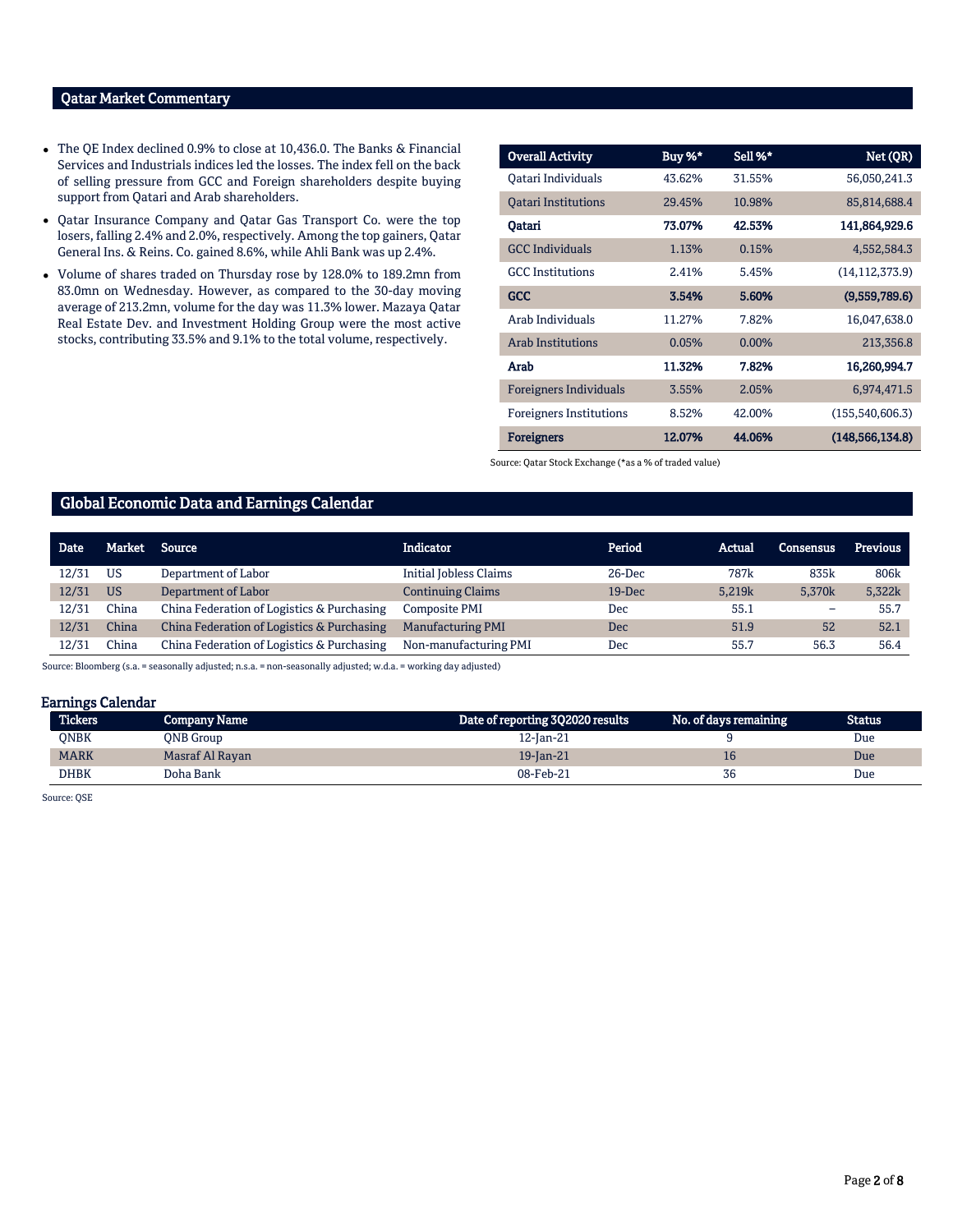## Qatar Market Commentary

- The QE Index declined 0.9% to close at 10,436.0. The Banks & Financial Services and Industrials indices led the losses. The index fell on the back of selling pressure from GCC and Foreign shareholders despite buying support from Qatari and Arab shareholders.
- Qatar Insurance Company and Qatar Gas Transport Co. were the top losers, falling 2.4% and 2.0%, respectively. Among the top gainers, Qatar General Ins. & Reins. Co. gained 8.6%, while Ahli Bank was up 2.4%.
- Volume of shares traded on Thursday rose by 128.0% to 189.2mn from 83.0mn on Wednesday. However, as compared to the 30-day moving average of 213.2mn, volume for the day was 11.3% lower. Mazaya Qatar Real Estate Dev. and Investment Holding Group were the most active stocks, contributing 33.5% and 9.1% to the total volume, respectively.

| Overall Activity | Buy %* | Sell %* | Net (QR) |
|---|---|---|---|
| Qatari Individuals | 43.62% | 31.55% | 56,050,241.3 |
| Qatari Institutions | 29.45% | 10.98% | 85,814,688.4 |
| **Qatari** | **73.07%** | **42.53%** | **141,864,929.6** |
| GCC Individuals | 1.13% | 0.15% | 4,552,584.3 |
| GCC Institutions | 2.41% | 5.45% | (14,112,373.9) |
| **GCC** | **3.54%** | **5.60%** | **(9,559,789.6)** |
| Arab Individuals | 11.27% | 7.82% | 16,047,638.0 |
| Arab Institutions | 0.05% | 0.00% | 213,356.8 |
| **Arab** | **11.32%** | **7.82%** | **16,260,994.7** |
| Foreigners Individuals | 3.55% | 2.05% | 6,974,471.5 |
| Foreigners Institutions | 8.52% | 42.00% | (155,540,606.3) |
| **Foreigners** | **12.07%** | **44.06%** | **(148,566,134.8)** |

Source: Qatar Stock Exchange (*as a % of traded value)

## Global Economic Data and Earnings Calendar

| Date | Market | Source | Indicator | Period | Actual | Consensus | Previous |
|---|---|---|---|---|---|---|---|
| 12/31 | US | Department of Labor | Initial Jobless Claims | 26-Dec | 787k | 835k | 806k |
| 12/31 | US | Department of Labor | Continuing Claims | 19-Dec | 5,219k | 5,370k | 5,322k |
| 12/31 | China | China Federation of Logistics & Purchasing | Composite PMI | Dec | 55.1 | – | 55.7 |
| 12/31 | China | China Federation of Logistics & Purchasing | Manufacturing PMI | Dec | 51.9 | 52 | 52.1 |
| 12/31 | China | China Federation of Logistics & Purchasing | Non-manufacturing PMI | Dec | 55.7 | 56.3 | 56.4 |

Source: Bloomberg (s.a. = seasonally adjusted; n.s.a. = non-seasonally adjusted; w.d.a. = working day adjusted)

### Earnings Calendar

| Tickers | Company Name | Date of reporting 3Q2020 results | No. of days remaining | Status |
|---|---|---|---|---|
| QNBK | QNB Group | 12-Jan-21 | 9 | Due |
| MARK | Masraf Al Rayan | 19-Jan-21 | 16 | Due |
| DHBK | Doha Bank | 08-Feb-21 | 36 | Due |

Source: QSE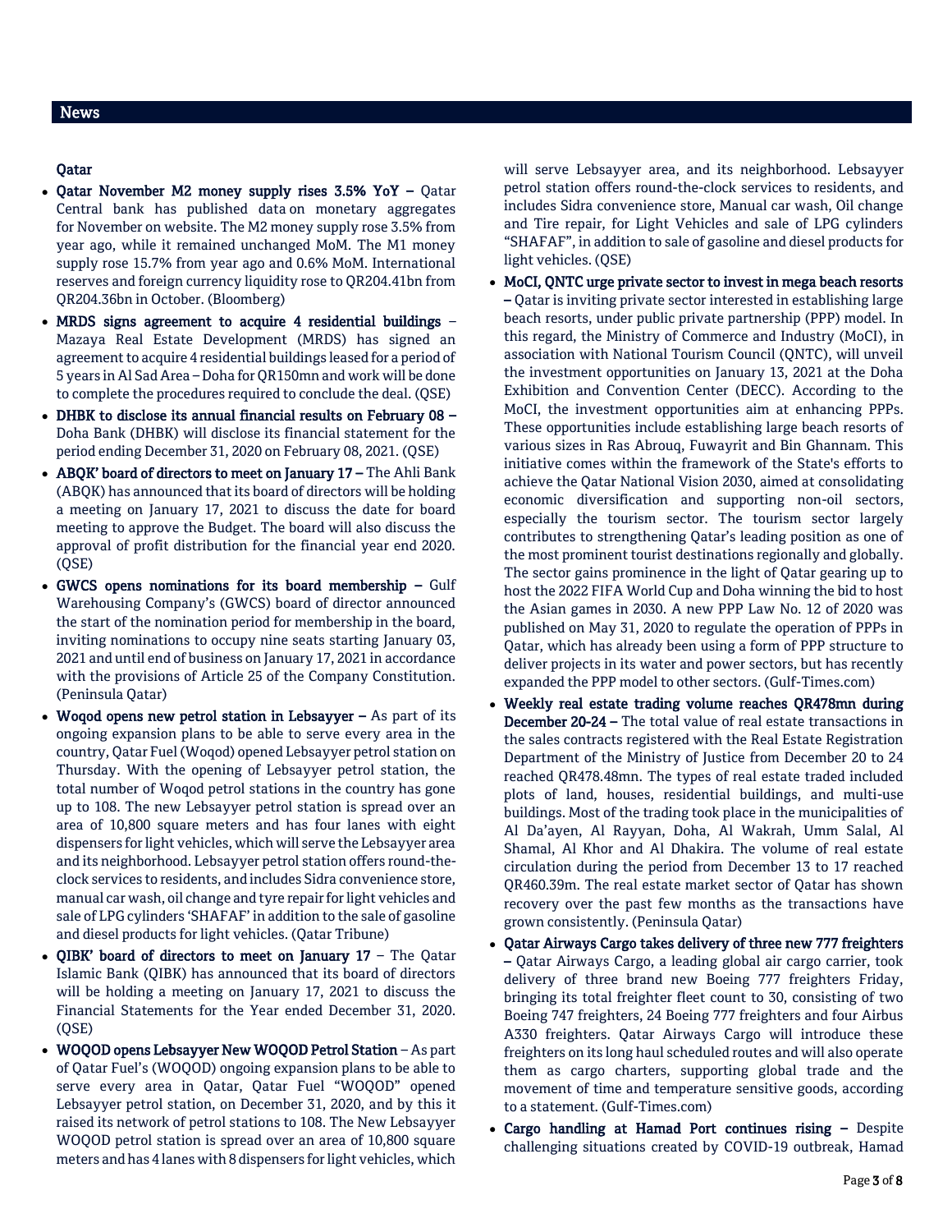## News

### Qatar

- **Qatar November M2 money supply rises 3.5% YoY –** Qatar Central bank has published data on monetary aggregates for November on website. The M2 money supply rose 3.5% from year ago, while it remained unchanged MoM. The M1 money supply rose 15.7% from year ago and 0.6% MoM. International reserves and foreign currency liquidity rose to QR204.41bn from QR204.36bn in October. (Bloomberg)
- **MRDS signs agreement to acquire 4 residential buildings** – Mazaya Real Estate Development (MRDS) has signed an agreement to acquire 4 residential buildings leased for a period of 5 years in Al Sad Area – Doha for QR150mn and work will be done to complete the procedures required to conclude the deal. (QSE)
- **DHBK to disclose its annual financial results on February 08 –** Doha Bank (DHBK) will disclose its financial statement for the period ending December 31, 2020 on February 08, 2021. (QSE)
- **ABQK' board of directors to meet on January 17 –** The Ahli Bank (ABQK) has announced that its board of directors will be holding a meeting on January 17, 2021 to discuss the date for board meeting to approve the Budget. The board will also discuss the approval of profit distribution for the financial year end 2020. (QSE)
- **GWCS opens nominations for its board membership –** Gulf Warehousing Company's (GWCS) board of director announced the start of the nomination period for membership in the board, inviting nominations to occupy nine seats starting January 03, 2021 and until end of business on January 17, 2021 in accordance with the provisions of Article 25 of the Company Constitution. (Peninsula Qatar)
- **Woqod opens new petrol station in Lebsayyer –** As part of its ongoing expansion plans to be able to serve every area in the country, Qatar Fuel (Woqod) opened Lebsayyer petrol station on Thursday. With the opening of Lebsayyer petrol station, the total number of Woqod petrol stations in the country has gone up to 108. The new Lebsayyer petrol station is spread over an area of 10,800 square meters and has four lanes with eight dispensers for light vehicles, which will serve the Lebsayyer area and its neighborhood. Lebsayyer petrol station offers round-the-clock services to residents, and includes Sidra convenience store, manual car wash, oil change and tyre repair for light vehicles and sale of LPG cylinders 'SHAFAF' in addition to the sale of gasoline and diesel products for light vehicles. (Qatar Tribune)
- **QIBK' board of directors to meet on January 17** – The Qatar Islamic Bank (QIBK) has announced that its board of directors will be holding a meeting on January 17, 2021 to discuss the Financial Statements for the Year ended December 31, 2020. (QSE)
- **WOQOD opens Lebsayyer New WOQOD Petrol Station** – As part of Qatar Fuel's (WOQOD) ongoing expansion plans to be able to serve every area in Qatar, Qatar Fuel "WOQOD" opened Lebsayyer petrol station, on December 31, 2020, and by this it raised its network of petrol stations to 108. The New Lebsayyer WOQOD petrol station is spread over an area of 10,800 square meters and has 4 lanes with 8 dispensers for light vehicles, which will serve Lebsayyer area, and its neighborhood. Lebsayyer petrol station offers round-the-clock services to residents, and includes Sidra convenience store, Manual car wash, Oil change and Tire repair, for Light Vehicles and sale of LPG cylinders "SHAFAF", in addition to sale of gasoline and diesel products for light vehicles. (QSE)
- **MoCI, QNTC urge private sector to invest in mega beach resorts –** Qatar is inviting private sector interested in establishing large beach resorts, under public private partnership (PPP) model. In this regard, the Ministry of Commerce and Industry (MoCI), in association with National Tourism Council (QNTC), will unveil the investment opportunities on January 13, 2021 at the Doha Exhibition and Convention Center (DECC). According to the MoCI, the investment opportunities aim at enhancing PPPs. These opportunities include establishing large beach resorts of various sizes in Ras Abrouq, Fuwayrit and Bin Ghannam. This initiative comes within the framework of the State's efforts to achieve the Qatar National Vision 2030, aimed at consolidating economic diversification and supporting non-oil sectors, especially the tourism sector. The tourism sector largely contributes to strengthening Qatar's leading position as one of the most prominent tourist destinations regionally and globally. The sector gains prominence in the light of Qatar gearing up to host the 2022 FIFA World Cup and Doha winning the bid to host the Asian games in 2030. A new PPP Law No. 12 of 2020 was published on May 31, 2020 to regulate the operation of PPPs in Qatar, which has already been using a form of PPP structure to deliver projects in its water and power sectors, but has recently expanded the PPP model to other sectors. (Gulf-Times.com)
- **Weekly real estate trading volume reaches QR478mn during December 20-24 –** The total value of real estate transactions in the sales contracts registered with the Real Estate Registration Department of the Ministry of Justice from December 20 to 24 reached QR478.48mn. The types of real estate traded included plots of land, houses, residential buildings, and multi-use buildings. Most of the trading took place in the municipalities of Al Da'ayen, Al Rayyan, Doha, Al Wakrah, Umm Salal, Al Shamal, Al Khor and Al Dhakira. The volume of real estate circulation during the period from December 13 to 17 reached QR460.39m. The real estate market sector of Qatar has shown recovery over the past few months as the transactions have grown consistently. (Peninsula Qatar)
- **Qatar Airways Cargo takes delivery of three new 777 freighters –** Qatar Airways Cargo, a leading global air cargo carrier, took delivery of three brand new Boeing 777 freighters Friday, bringing its total freighter fleet count to 30, consisting of two Boeing 747 freighters, 24 Boeing 777 freighters and four Airbus A330 freighters. Qatar Airways Cargo will introduce these freighters on its long haul scheduled routes and will also operate them as cargo charters, supporting global trade and the movement of time and temperature sensitive goods, according to a statement. (Gulf-Times.com)
- **Cargo handling at Hamad Port continues rising –** Despite challenging situations created by COVID-19 outbreak, Hamad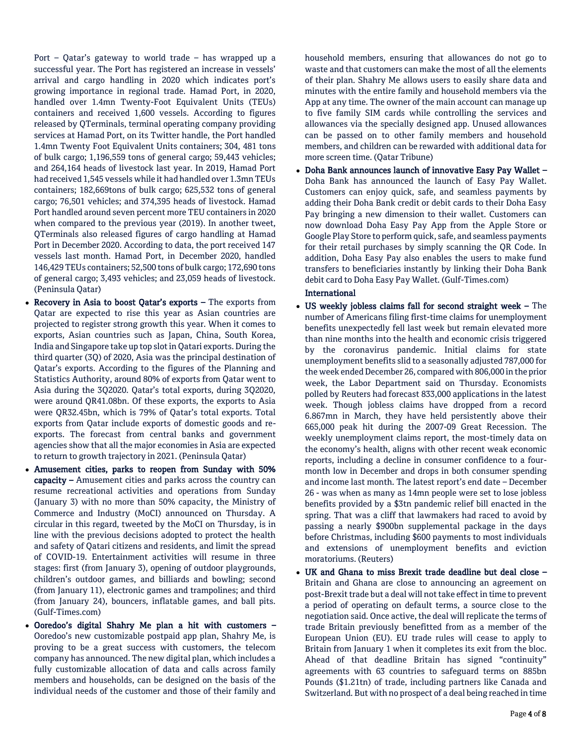Port – Qatar's gateway to world trade – has wrapped up a successful year. The Port has registered an increase in vessels' arrival and cargo handling in 2020 which indicates port's growing importance in regional trade. Hamad Port, in 2020, handled over 1.4mn Twenty-Foot Equivalent Units (TEUs) containers and received 1,600 vessels. According to figures released by QTerminals, terminal operating company providing services at Hamad Port, on its Twitter handle, the Port handled 1.4mn Twenty Foot Equivalent Units containers; 304, 481 tons of bulk cargo; 1,196,559 tons of general cargo; 59,443 vehicles; and 264,164 heads of livestock last year. In 2019, Hamad Port had received 1,545 vessels while it had handled over 1.3mn TEUs containers; 182,669tons of bulk cargo; 625,532 tons of general cargo; 76,501 vehicles; and 374,395 heads of livestock. Hamad Port handled around seven percent more TEU containers in 2020 when compared to the previous year (2019). In another tweet, QTerminals also released figures of cargo handling at Hamad Port in December 2020. According to data, the port received 147 vessels last month. Hamad Port, in December 2020, handled 146,429 TEUs containers; 52,500 tons of bulk cargo; 172,690 tons of general cargo; 3,493 vehicles; and 23,059 heads of livestock. (Peninsula Qatar)

- **Recovery in Asia to boost Qatar's exports –** The exports from Qatar are expected to rise this year as Asian countries are projected to register strong growth this year. When it comes to exports, Asian countries such as Japan, China, South Korea, India and Singapore take up top slot in Qatari exports. During the third quarter (3Q) of 2020, Asia was the principal destination of Qatar's exports. According to the figures of the Planning and Statistics Authority, around 80% of exports from Qatar went to Asia during the 3Q2020. Qatar's total exports, during 3Q2020, were around QR41.08bn. Of these exports, the exports to Asia were QR32.45bn, which is 79% of Qatar's total exports. Total exports from Qatar include exports of domestic goods and re-exports. The forecast from central banks and government agencies show that all the major economies in Asia are expected to return to growth trajectory in 2021. (Peninsula Qatar)
- **Amusement cities, parks to reopen from Sunday with 50% capacity –** Amusement cities and parks across the country can resume recreational activities and operations from Sunday (January 3) with no more than 50% capacity, the Ministry of Commerce and Industry (MoCI) announced on Thursday. A circular in this regard, tweeted by the MoCI on Thursday, is in line with the previous decisions adopted to protect the health and safety of Qatari citizens and residents, and limit the spread of COVID-19. Entertainment activities will resume in three stages: first (from January 3), opening of outdoor playgrounds, children's outdoor games, and billiards and bowling; second (from January 11), electronic games and trampolines; and third (from January 24), bouncers, inflatable games, and ball pits. (Gulf-Times.com)
- **Ooredoo's digital Shahry Me plan a hit with customers –** Ooredoo's new customizable postpaid app plan, Shahry Me, is proving to be a great success with customers, the telecom company has announced. The new digital plan, which includes a fully customizable allocation of data and calls across family members and households, can be designed on the basis of the individual needs of the customer and those of their family and household members, ensuring that allowances do not go to waste and that customers can make the most of all the elements of their plan. Shahry Me allows users to easily share data and minutes with the entire family and household members via the App at any time. The owner of the main account can manage up to five family SIM cards while controlling the services and allowances via the specially designed app. Unused allowances can be passed on to other family members and household members, and children can be rewarded with additional data for more screen time. (Qatar Tribune)
- **Doha Bank announces launch of innovative Easy Pay Wallet –** Doha Bank has announced the launch of Easy Pay Wallet. Customers can enjoy quick, safe, and seamless payments by adding their Doha Bank credit or debit cards to their Doha Easy Pay bringing a new dimension to their wallet. Customers can now download Doha Easy Pay App from the Apple Store or Google Play Store to perform quick, safe, and seamless payments for their retail purchases by simply scanning the QR Code. In addition, Doha Easy Pay also enables the users to make fund transfers to beneficiaries instantly by linking their Doha Bank debit card to Doha Easy Pay Wallet. (Gulf-Times.com)

**International**

- **US weekly jobless claims fall for second straight week –** The number of Americans filing first-time claims for unemployment benefits unexpectedly fell last week but remain elevated more than nine months into the health and economic crisis triggered by the coronavirus pandemic. Initial claims for state unemployment benefits slid to a seasonally adjusted 787,000 for the week ended December 26, compared with 806,000 in the prior week, the Labor Department said on Thursday. Economists polled by Reuters had forecast 833,000 applications in the latest week. Though jobless claims have dropped from a record 6.867mn in March, they have held persistently above their 665,000 peak hit during the 2007-09 Great Recession. The weekly unemployment claims report, the most-timely data on the economy's health, aligns with other recent weak economic reports, including a decline in consumer confidence to a four-month low in December and drops in both consumer spending and income last month. The latest report's end date – December 26 - was when as many as 14mn people were set to lose jobless benefits provided by a $3tn pandemic relief bill enacted in the spring. That was a cliff that lawmakers had raced to avoid by passing a nearly $900bn supplemental package in the days before Christmas, including $600 payments to most individuals and extensions of unemployment benefits and eviction moratoriums. (Reuters)
- **UK and Ghana to miss Brexit trade deadline but deal close –** Britain and Ghana are close to announcing an agreement on post-Brexit trade but a deal will not take effect in time to prevent a period of operating on default terms, a source close to the negotiation said. Once active, the deal will replicate the terms of trade Britain previously benefitted from as a member of the European Union (EU). EU trade rules will cease to apply to Britain from January 1 when it completes its exit from the bloc. Ahead of that deadline Britain has signed "continuity" agreements with 63 countries to safeguard terms on 885bn Pounds ($1.21tn) of trade, including partners like Canada and Switzerland. But with no prospect of a deal being reached in time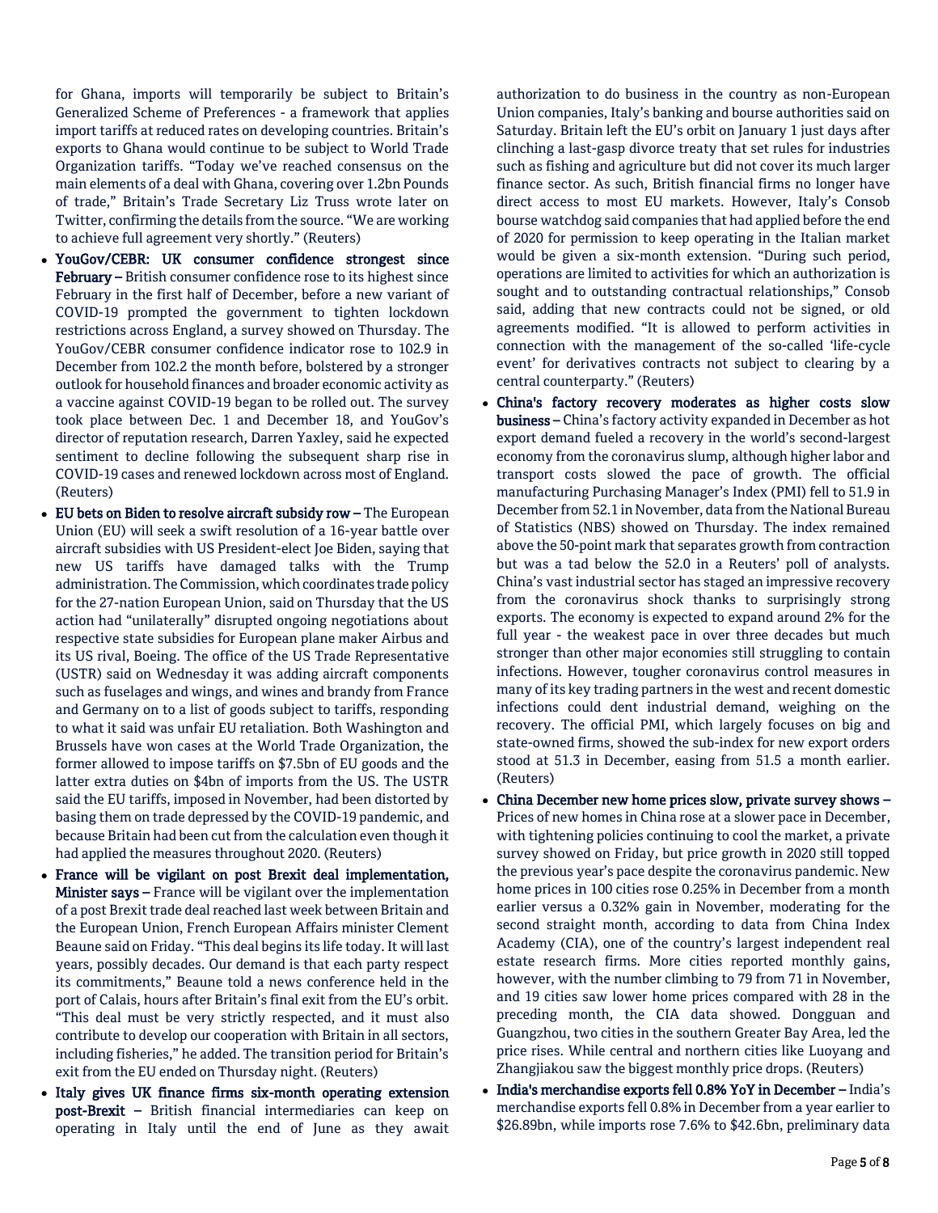for Ghana, imports will temporarily be subject to Britain's Generalized Scheme of Preferences - a framework that applies import tariffs at reduced rates on developing countries. Britain's exports to Ghana would continue to be subject to World Trade Organization tariffs. "Today we've reached consensus on the main elements of a deal with Ghana, covering over 1.2bn Pounds of trade," Britain's Trade Secretary Liz Truss wrote later on Twitter, confirming the details from the source. "We are working to achieve full agreement very shortly." (Reuters)

- **YouGov/CEBR: UK consumer confidence strongest since February –** British consumer confidence rose to its highest since February in the first half of December, before a new variant of COVID-19 prompted the government to tighten lockdown restrictions across England, a survey showed on Thursday. The YouGov/CEBR consumer confidence indicator rose to 102.9 in December from 102.2 the month before, bolstered by a stronger outlook for household finances and broader economic activity as a vaccine against COVID-19 began to be rolled out. The survey took place between Dec. 1 and December 18, and YouGov's director of reputation research, Darren Yaxley, said he expected sentiment to decline following the subsequent sharp rise in COVID-19 cases and renewed lockdown across most of England. (Reuters)
- **EU bets on Biden to resolve aircraft subsidy row –** The European Union (EU) will seek a swift resolution of a 16-year battle over aircraft subsidies with US President-elect Joe Biden, saying that new US tariffs have damaged talks with the Trump administration. The Commission, which coordinates trade policy for the 27-nation European Union, said on Thursday that the US action had "unilaterally" disrupted ongoing negotiations about respective state subsidies for European plane maker Airbus and its US rival, Boeing. The office of the US Trade Representative (USTR) said on Wednesday it was adding aircraft components such as fuselages and wings, and wines and brandy from France and Germany on to a list of goods subject to tariffs, responding to what it said was unfair EU retaliation. Both Washington and Brussels have won cases at the World Trade Organization, the former allowed to impose tariffs on $7.5bn of EU goods and the latter extra duties on $4bn of imports from the US. The USTR said the EU tariffs, imposed in November, had been distorted by basing them on trade depressed by the COVID-19 pandemic, and because Britain had been cut from the calculation even though it had applied the measures throughout 2020. (Reuters)
- **France will be vigilant on post Brexit deal implementation, Minister says –** France will be vigilant over the implementation of a post Brexit trade deal reached last week between Britain and the European Union, French European Affairs minister Clement Beaune said on Friday. "This deal begins its life today. It will last years, possibly decades. Our demand is that each party respect its commitments," Beaune told a news conference held in the port of Calais, hours after Britain's final exit from the EU's orbit. "This deal must be very strictly respected, and it must also contribute to develop our cooperation with Britain in all sectors, including fisheries," he added. The transition period for Britain's exit from the EU ended on Thursday night. (Reuters)
- **Italy gives UK finance firms six-month operating extension post-Brexit –** British financial intermediaries can keep on operating in Italy until the end of June as they await authorization to do business in the country as non-European Union companies, Italy's banking and bourse authorities said on Saturday. Britain left the EU's orbit on January 1 just days after clinching a last-gasp divorce treaty that set rules for industries such as fishing and agriculture but did not cover its much larger finance sector. As such, British financial firms no longer have direct access to most EU markets. However, Italy's Consob bourse watchdog said companies that had applied before the end of 2020 for permission to keep operating in the Italian market would be given a six-month extension. "During such period, operations are limited to activities for which an authorization is sought and to outstanding contractual relationships," Consob said, adding that new contracts could not be signed, or old agreements modified. "It is allowed to perform activities in connection with the management of the so-called 'life-cycle event' for derivatives contracts not subject to clearing by a central counterparty." (Reuters)
- **China's factory recovery moderates as higher costs slow business –** China's factory activity expanded in December as hot export demand fueled a recovery in the world's second-largest economy from the coronavirus slump, although higher labor and transport costs slowed the pace of growth. The official manufacturing Purchasing Manager's Index (PMI) fell to 51.9 in December from 52.1 in November, data from the National Bureau of Statistics (NBS) showed on Thursday. The index remained above the 50-point mark that separates growth from contraction but was a tad below the 52.0 in a Reuters' poll of analysts. China's vast industrial sector has staged an impressive recovery from the coronavirus shock thanks to surprisingly strong exports. The economy is expected to expand around 2% for the full year - the weakest pace in over three decades but much stronger than other major economies still struggling to contain infections. However, tougher coronavirus control measures in many of its key trading partners in the west and recent domestic infections could dent industrial demand, weighing on the recovery. The official PMI, which largely focuses on big and state-owned firms, showed the sub-index for new export orders stood at 51.3 in December, easing from 51.5 a month earlier. (Reuters)
- **China December new home prices slow, private survey shows –** Prices of new homes in China rose at a slower pace in December, with tightening policies continuing to cool the market, a private survey showed on Friday, but price growth in 2020 still topped the previous year's pace despite the coronavirus pandemic. New home prices in 100 cities rose 0.25% in December from a month earlier versus a 0.32% gain in November, moderating for the second straight month, according to data from China Index Academy (CIA), one of the country's largest independent real estate research firms. More cities reported monthly gains, however, with the number climbing to 79 from 71 in November, and 19 cities saw lower home prices compared with 28 in the preceding month, the CIA data showed. Dongguan and Guangzhou, two cities in the southern Greater Bay Area, led the price rises. While central and northern cities like Luoyang and Zhangjiakou saw the biggest monthly price drops. (Reuters)
- **India's merchandise exports fell 0.8% YoY in December –** India's merchandise exports fell 0.8% in December from a year earlier to $26.89bn, while imports rose 7.6% to $42.6bn, preliminary data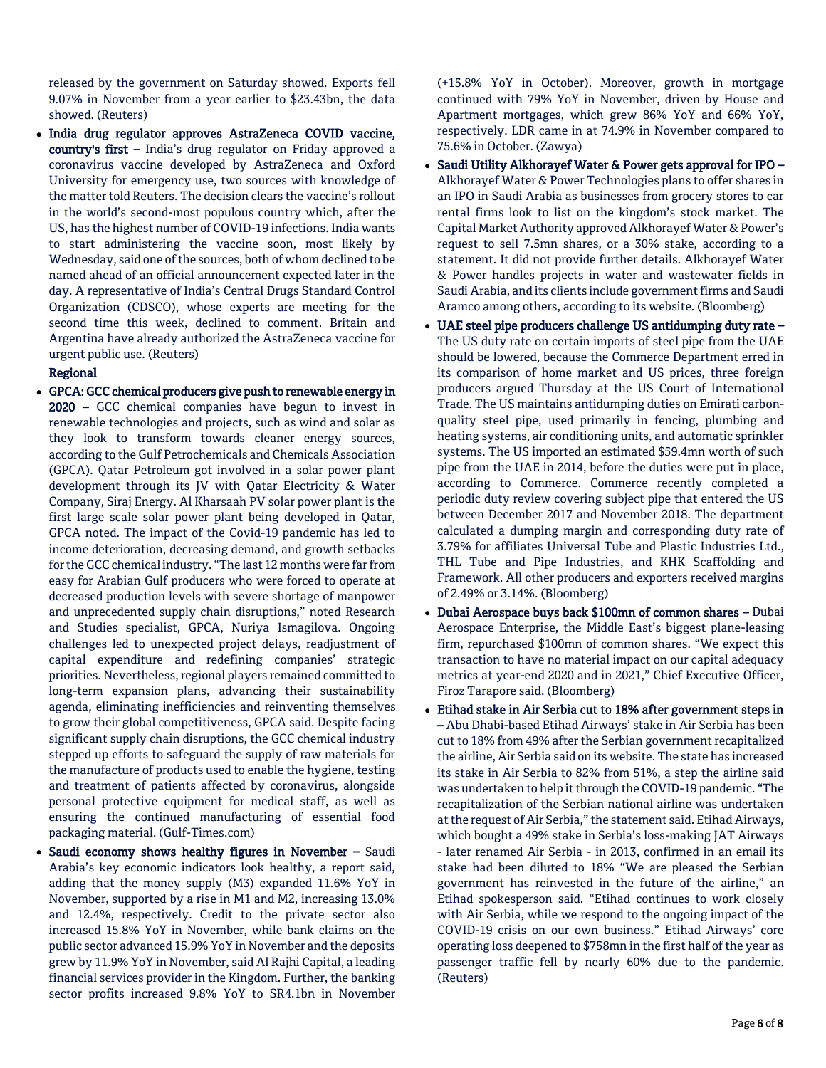released by the government on Saturday showed. Exports fell 9.07% in November from a year earlier to $23.43bn, the data showed. (Reuters)

- **India drug regulator approves AstraZeneca COVID vaccine, country's first –** India's drug regulator on Friday approved a coronavirus vaccine developed by AstraZeneca and Oxford University for emergency use, two sources with knowledge of the matter told Reuters. The decision clears the vaccine's rollout in the world's second-most populous country which, after the US, has the highest number of COVID-19 infections. India wants to start administering the vaccine soon, most likely by Wednesday, said one of the sources, both of whom declined to be named ahead of an official announcement expected later in the day. A representative of India's Central Drugs Standard Control Organization (CDSCO), whose experts are meeting for the second time this week, declined to comment. Britain and Argentina have already authorized the AstraZeneca vaccine for urgent public use. (Reuters)

**Regional**

- **GPCA: GCC chemical producers give push to renewable energy in 2020 –** GCC chemical companies have begun to invest in renewable technologies and projects, such as wind and solar as they look to transform towards cleaner energy sources, according to the Gulf Petrochemicals and Chemicals Association (GPCA). Qatar Petroleum got involved in a solar power plant development through its JV with Qatar Electricity & Water Company, Siraj Energy. Al Kharsaah PV solar power plant is the first large scale solar power plant being developed in Qatar, GPCA noted. The impact of the Covid-19 pandemic has led to income deterioration, decreasing demand, and growth setbacks for the GCC chemical industry. "The last 12 months were far from easy for Arabian Gulf producers who were forced to operate at decreased production levels with severe shortage of manpower and unprecedented supply chain disruptions," noted Research and Studies specialist, GPCA, Nuriya Ismagilova. Ongoing challenges led to unexpected project delays, readjustment of capital expenditure and redefining companies' strategic priorities. Nevertheless, regional players remained committed to long-term expansion plans, advancing their sustainability agenda, eliminating inefficiencies and reinventing themselves to grow their global competitiveness, GPCA said. Despite facing significant supply chain disruptions, the GCC chemical industry stepped up efforts to safeguard the supply of raw materials for the manufacture of products used to enable the hygiene, testing and treatment of patients affected by coronavirus, alongside personal protective equipment for medical staff, as well as ensuring the continued manufacturing of essential food packaging material. (Gulf-Times.com)
- **Saudi economy shows healthy figures in November –** Saudi Arabia's key economic indicators look healthy, a report said, adding that the money supply (M3) expanded 11.6% YoY in November, supported by a rise in M1 and M2, increasing 13.0% and 12.4%, respectively. Credit to the private sector also increased 15.8% YoY in November, while bank claims on the public sector advanced 15.9% YoY in November and the deposits grew by 11.9% YoY in November, said Al Rajhi Capital, a leading financial services provider in the Kingdom. Further, the banking sector profits increased 9.8% YoY to SR4.1bn in November (+15.8% YoY in October). Moreover, growth in mortgage continued with 79% YoY in November, driven by House and Apartment mortgages, which grew 86% YoY and 66% YoY, respectively. LDR came in at 74.9% in November compared to 75.6% in October. (Zawya)
- **Saudi Utility Alkhorayef Water & Power gets approval for IPO –** Alkhorayef Water & Power Technologies plans to offer shares in an IPO in Saudi Arabia as businesses from grocery stores to car rental firms look to list on the kingdom's stock market. The Capital Market Authority approved Alkhorayef Water & Power's request to sell 7.5mn shares, or a 30% stake, according to a statement. It did not provide further details. Alkhorayef Water & Power handles projects in water and wastewater fields in Saudi Arabia, and its clients include government firms and Saudi Aramco among others, according to its website. (Bloomberg)
- **UAE steel pipe producers challenge US antidumping duty rate –** The US duty rate on certain imports of steel pipe from the UAE should be lowered, because the Commerce Department erred in its comparison of home market and US prices, three foreign producers argued Thursday at the US Court of International Trade. The US maintains antidumping duties on Emirati carbon-quality steel pipe, used primarily in fencing, plumbing and heating systems, air conditioning units, and automatic sprinkler systems. The US imported an estimated $59.4mn worth of such pipe from the UAE in 2014, before the duties were put in place, according to Commerce. Commerce recently completed a periodic duty review covering subject pipe that entered the US between December 2017 and November 2018. The department calculated a dumping margin and corresponding duty rate of 3.79% for affiliates Universal Tube and Plastic Industries Ltd., THL Tube and Pipe Industries, and KHK Scaffolding and Framework. All other producers and exporters received margins of 2.49% or 3.14%. (Bloomberg)
- **Dubai Aerospace buys back $100mn of common shares –** Dubai Aerospace Enterprise, the Middle East's biggest plane-leasing firm, repurchased $100mn of common shares. "We expect this transaction to have no material impact on our capital adequacy metrics at year-end 2020 and in 2021," Chief Executive Officer, Firoz Tarapore said. (Bloomberg)
- **Etihad stake in Air Serbia cut to 18% after government steps in –** Abu Dhabi-based Etihad Airways' stake in Air Serbia has been cut to 18% from 49% after the Serbian government recapitalized the airline, Air Serbia said on its website. The state has increased its stake in Air Serbia to 82% from 51%, a step the airline said was undertaken to help it through the COVID-19 pandemic. "The recapitalization of the Serbian national airline was undertaken at the request of Air Serbia," the statement said. Etihad Airways, which bought a 49% stake in Serbia's loss-making JAT Airways - later renamed Air Serbia - in 2013, confirmed in an email its stake had been diluted to 18% "We are pleased the Serbian government has reinvested in the future of the airline," an Etihad spokesperson said. "Etihad continues to work closely with Air Serbia, while we respond to the ongoing impact of the COVID-19 crisis on our own business." Etihad Airways' core operating loss deepened to $758mn in the first half of the year as passenger traffic fell by nearly 60% due to the pandemic. (Reuters)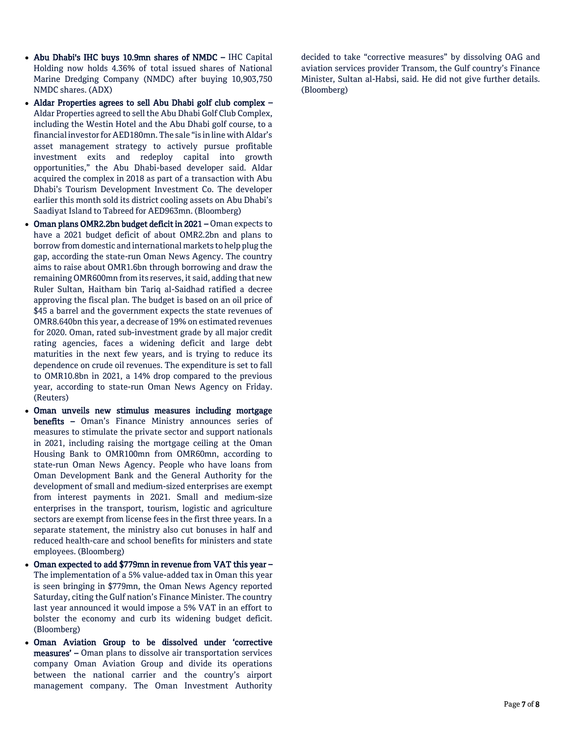- **Abu Dhabi's IHC buys 10.9mn shares of NMDC –** IHC Capital Holding now holds 4.36% of total issued shares of National Marine Dredging Company (NMDC) after buying 10,903,750 NMDC shares. (ADX)
- **Aldar Properties agrees to sell Abu Dhabi golf club complex –** Aldar Properties agreed to sell the Abu Dhabi Golf Club Complex, including the Westin Hotel and the Abu Dhabi golf course, to a financial investor for AED180mn. The sale "is in line with Aldar's asset management strategy to actively pursue profitable investment exits and redeploy capital into growth opportunities," the Abu Dhabi-based developer said. Aldar acquired the complex in 2018 as part of a transaction with Abu Dhabi's Tourism Development Investment Co. The developer earlier this month sold its district cooling assets on Abu Dhabi's Saadiyat Island to Tabreed for AED963mn. (Bloomberg)
- **Oman plans OMR2.2bn budget deficit in 2021 –** Oman expects to have a 2021 budget deficit of about OMR2.2bn and plans to borrow from domestic and international markets to help plug the gap, according the state-run Oman News Agency. The country aims to raise about OMR1.6bn through borrowing and draw the remaining OMR600mn from its reserves, it said, adding that new Ruler Sultan, Haitham bin Tariq al-Saidhad ratified a decree approving the fiscal plan. The budget is based on an oil price of $45 a barrel and the government expects the state revenues of OMR8.640bn this year, a decrease of 19% on estimated revenues for 2020. Oman, rated sub-investment grade by all major credit rating agencies, faces a widening deficit and large debt maturities in the next few years, and is trying to reduce its dependence on crude oil revenues. The expenditure is set to fall to OMR10.8bn in 2021, a 14% drop compared to the previous year, according to state-run Oman News Agency on Friday. (Reuters)
- **Oman unveils new stimulus measures including mortgage benefits –** Oman's Finance Ministry announces series of measures to stimulate the private sector and support nationals in 2021, including raising the mortgage ceiling at the Oman Housing Bank to OMR100mn from OMR60mn, according to state-run Oman News Agency. People who have loans from Oman Development Bank and the General Authority for the development of small and medium-sized enterprises are exempt from interest payments in 2021. Small and medium-size enterprises in the transport, tourism, logistic and agriculture sectors are exempt from license fees in the first three years. In a separate statement, the ministry also cut bonuses in half and reduced health-care and school benefits for ministers and state employees. (Bloomberg)
- **Oman expected to add $779mn in revenue from VAT this year –** The implementation of a 5% value-added tax in Oman this year is seen bringing in $779mn, the Oman News Agency reported Saturday, citing the Gulf nation's Finance Minister. The country last year announced it would impose a 5% VAT in an effort to bolster the economy and curb its widening budget deficit. (Bloomberg)
- **Oman Aviation Group to be dissolved under 'corrective measures' –** Oman plans to dissolve air transportation services company Oman Aviation Group and divide its operations between the national carrier and the country's airport management company. The Oman Investment Authority decided to take "corrective measures" by dissolving OAG and aviation services provider Transom, the Gulf country's Finance Minister, Sultan al-Habsi, said. He did not give further details. (Bloomberg)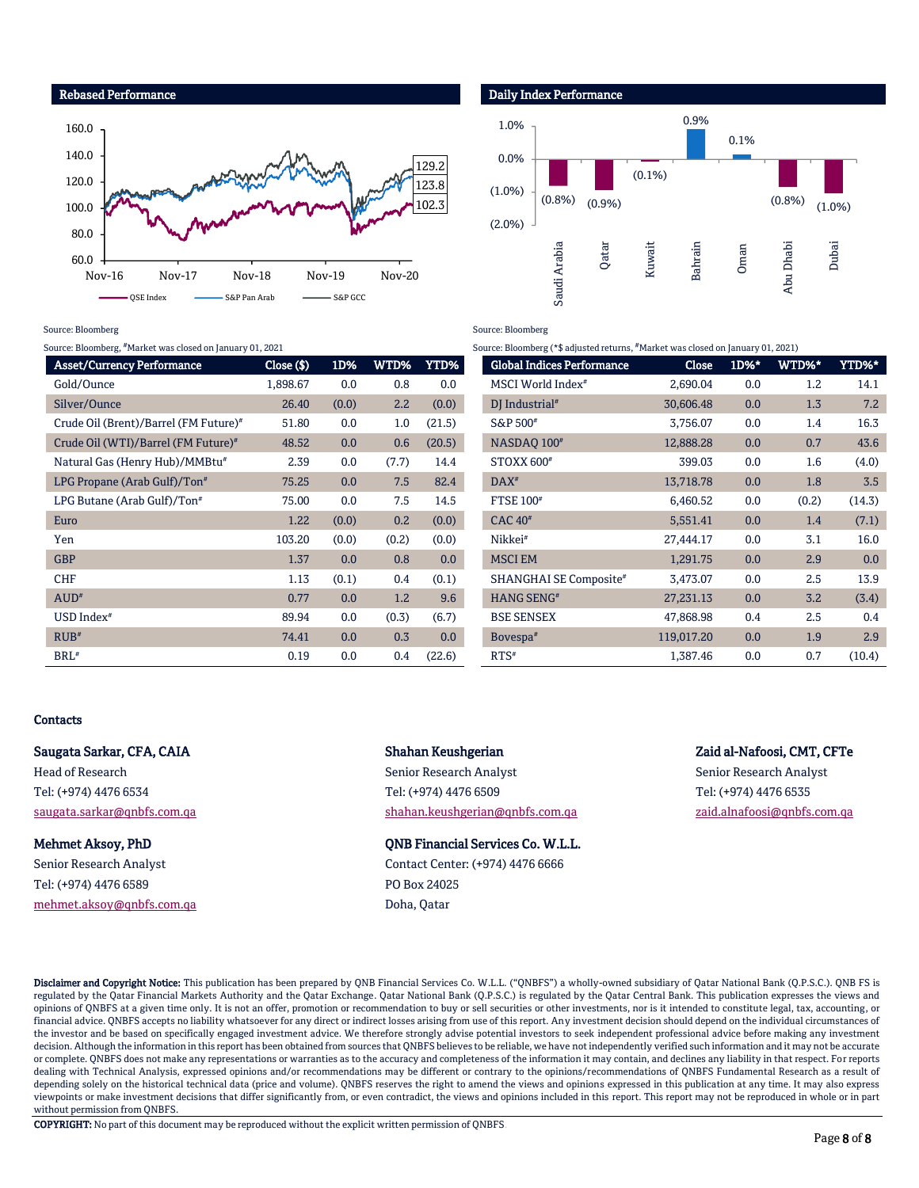## Rebased Performance

160.0
140.0
120.0
100.0
80.0
60.0

Nov-16 Nov-17 Nov-18 Nov-19 Nov-20

129.2
123.8
102.3

QSE Index S&P Pan Arab S&P GCC

Source: Bloomberg

## Daily Index Performance

1.0%
0.0%
(1.0%)
(2.0%)

(0.8%) (0.9%) (0.1%) 0.9% 0.1% (0.8%) (1.0%)

Saudi Arabia Qatar Kuwait Bahrain Oman Abu Dhabi Dubai

Source: Bloomberg

Source: Bloomberg, #Market was closed on January 01, 2021

| Asset/Currency Performance | Close ($) | 1D% | WTD% | YTD% |
|---|---|---|---|---|
| Gold/Ounce | 1,898.67 | 0.0 | 0.8 | 0.0 |
| Silver/Ounce | 26.40 | (0.0) | 2.2 | (0.0) |
| Crude Oil (Brent)/Barrel (FM Future)# | 51.80 | 0.0 | 1.0 | (21.5) |
| Crude Oil (WTI)/Barrel (FM Future)# | 48.52 | 0.0 | 0.6 | (20.5) |
| Natural Gas (Henry Hub)/MMBtu# | 2.39 | 0.0 | (7.7) | 14.4 |
| LPG Propane (Arab Gulf)/Ton# | 75.25 | 0.0 | 7.5 | 82.4 |
| LPG Butane (Arab Gulf)/Ton# | 75.00 | 0.0 | 7.5 | 14.5 |
| Euro | 1.22 | (0.0) | 0.2 | (0.0) |
| Yen | 103.20 | (0.0) | (0.2) | (0.0) |
| GBP | 1.37 | 0.0 | 0.8 | 0.0 |
| CHF | 1.13 | (0.1) | 0.4 | (0.1) |
| AUD# | 0.77 | 0.0 | 1.2 | 9.6 |
| USD Index# | 89.94 | 0.0 | (0.3) | (6.7) |
| RUB# | 74.41 | 0.0 | 0.3 | 0.0 |
| BRL# | 0.19 | 0.0 | 0.4 | (22.6) |

Source: Bloomberg (*$ adjusted returns, #Market was closed on January 01, 2021)

| Global Indices Performance | Close | 1D%* | WTD%* | YTD%* |
|---|---|---|---|---|
| MSCI World Index# | 2,690.04 | 0.0 | 1.2 | 14.1 |
| DJ Industrial# | 30,606.48 | 0.0 | 1.3 | 7.2 |
| S&P 500# | 3,756.07 | 0.0 | 1.4 | 16.3 |
| NASDAQ 100# | 12,888.28 | 0.0 | 0.7 | 43.6 |
| STOXX 600# | 399.03 | 0.0 | 1.6 | (4.0) |
| DAX# | 13,718.78 | 0.0 | 1.8 | 3.5 |
| FTSE 100# | 6,460.52 | 0.0 | (0.2) | (14.3) |
| CAC 40# | 5,551.41 | 0.0 | 1.4 | (7.1) |
| Nikkei# | 27,444.17 | 0.0 | 3.1 | 16.0 |
| MSCI EM | 1,291.75 | 0.0 | 2.9 | 0.0 |
| SHANGHAI SE Composite# | 3,473.07 | 0.0 | 2.5 | 13.9 |
| HANG SENG# | 27,231.13 | 0.0 | 3.2 | (3.4) |
| BSE SENSEX | 47,868.98 | 0.4 | 2.5 | 0.4 |
| Bovespa# | 119,017.20 | 0.0 | 1.9 | 2.9 |
| RTS# | 1,387.46 | 0.0 | 0.7 | (10.4) |

## Contacts

**Saugata Sarkar, CFA, CAIA**
Head of Research
Tel: (+974) 4476 6534
saugata.sarkar@qnbfs.com.qa

**Shahan Keushgerian**
Senior Research Analyst
Tel: (+974) 4476 6509
shahan.keushgerian@qnbfs.com.qa

**Zaid al-Nafoosi, CMT, CFTe**
Senior Research Analyst
Tel: (+974) 4476 6535
zaid.alnafoosi@qnbfs.com.qa

**Mehmet Aksoy, PhD**
Senior Research Analyst
Tel: (+974) 4476 6589
mehmet.aksoy@qnbfs.com.qa

**QNB Financial Services Co. W.L.L.**
Contact Center: (+974) 4476 6666
PO Box 24025
Doha, Qatar

**Disclaimer and Copyright Notice:** This publication has been prepared by QNB Financial Services Co. W.L.L. ("QNBFS") a wholly-owned subsidiary of Qatar National Bank (Q.P.S.C.). QNB FS is regulated by the Qatar Financial Markets Authority and the Qatar Exchange. Qatar National Bank (Q.P.S.C.) is regulated by the Qatar Central Bank. This publication expresses the views and opinions of QNBFS at a given time only. It is not an offer, promotion or recommendation to buy or sell securities or other investments, nor is it intended to constitute legal, tax, accounting, or financial advice. QNBFS accepts no liability whatsoever for any direct or indirect losses arising from use of this report. Any investment decision should depend on the individual circumstances of the investor and be based on specifically engaged investment advice. We therefore strongly advise potential investors to seek independent professional advice before making any investment decision. Although the information in this report has been obtained from sources that QNBFS believes to be reliable, we have not independently verified such information and it may not be accurate or complete. QNBFS does not make any representations or warranties as to the accuracy and completeness of the information it may contain, and declines any liability in that respect. For reports dealing with Technical Analysis, expressed opinions and/or recommendations may be different or contrary to the opinions/recommendations of QNBFS Fundamental Research as a result of depending solely on the historical technical data (price and volume). QNBFS reserves the right to amend the views and opinions expressed in this publication at any time. It may also express viewpoints or make investment decisions that differ significantly from, or even contradict, the views and opinions included in this report. This report may not be reproduced in whole or in part without permission from QNBFS.

**COPYRIGHT:** No part of this document may be reproduced without the explicit written permission of QNBFS